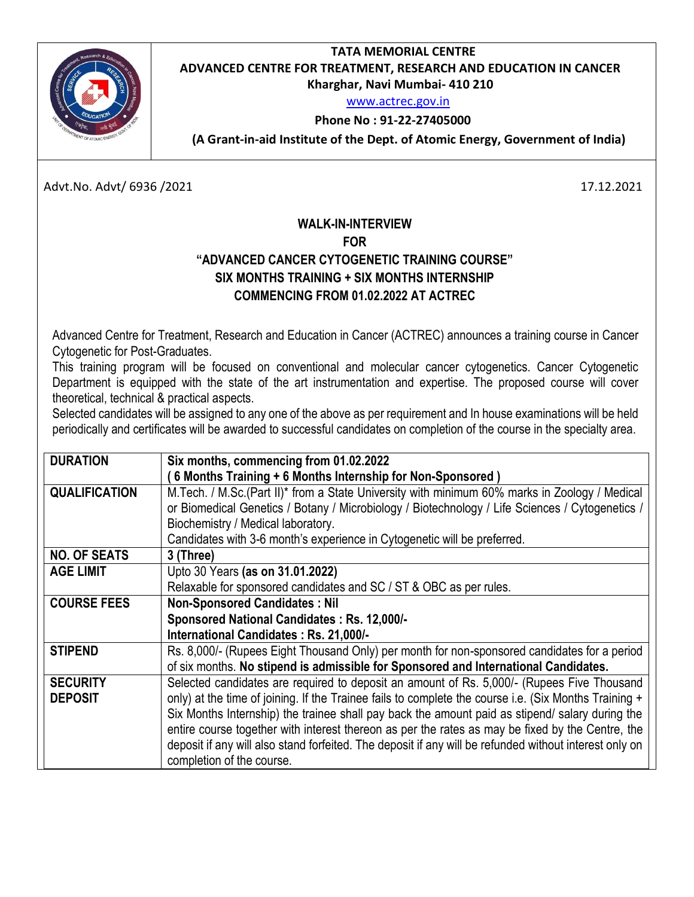**TATA MEMORIAL CENTRE**
**ADVANCED CENTRE FOR TREATMENT, RESEARCH AND EDUCATION IN CANCER**
**Kharghar, Navi Mumbai- 410 210**
www.actrec.gov.in
**Phone No : 91-22-27405000**
**(A Grant-in-aid Institute of the Dept. of Atomic Energy, Government of India)**

Advt.No. Advt/ 6936 /2021 17.12.2021

**WALK-IN-INTERVIEW**
**FOR**
**"ADVANCED CANCER CYTOGENETIC TRAINING COURSE"**
**SIX MONTHS TRAINING + SIX MONTHS INTERNSHIP**
**COMMENCING FROM 01.02.2022 AT ACTREC**

Advanced Centre for Treatment, Research and Education in Cancer (ACTREC) announces a training course in Cancer Cytogenetic for Post-Graduates.
This training program will be focused on conventional and molecular cancer cytogenetics. Cancer Cytogenetic Department is equipped with the state of the art instrumentation and expertise. The proposed course will cover theoretical, technical & practical aspects.
Selected candidates will be assigned to any one of the above as per requirement and In house examinations will be held periodically and certificates will be awarded to successful candidates on completion of the course in the specialty area.

| | |
|---|---|
| **DURATION** | **Six months, commencing from 01.02.2022**<br>**( 6 Months Training + 6 Months Internship for Non-Sponsored )** |
| **QUALIFICATION** | M.Tech. / M.Sc.(Part II)* from a State University with minimum 60% marks in Zoology / Medical or Biomedical Genetics / Botany / Microbiology / Biotechnology / Life Sciences / Cytogenetics / Biochemistry / Medical laboratory.<br>Candidates with 3-6 month's experience in Cytogenetic will be preferred. |
| **NO. OF SEATS** | **3 (Three)** |
| **AGE LIMIT** | Upto 30 Years **(as on 31.01.2022)**<br>Relaxable for sponsored candidates and SC / ST & OBC as per rules. |
| **COURSE FEES** | **Non-Sponsored Candidates : Nil**<br>**Sponsored National Candidates : Rs. 12,000/-**<br>**International Candidates : Rs. 21,000/-** |
| **STIPEND** | Rs. 8,000/- (Rupees Eight Thousand Only) per month for non-sponsored candidates for a period of six months. **No stipend is admissible for Sponsored and International Candidates.** |
| **SECURITY DEPOSIT** | Selected candidates are required to deposit an amount of Rs. 5,000/- (Rupees Five Thousand only) at the time of joining. If the Trainee fails to complete the course i.e. (Six Months Training + Six Months Internship) the trainee shall pay back the amount paid as stipend/ salary during the entire course together with interest thereon as per the rates as may be fixed by the Centre, the deposit if any will also stand forfeited. The deposit if any will be refunded without interest only on completion of the course. |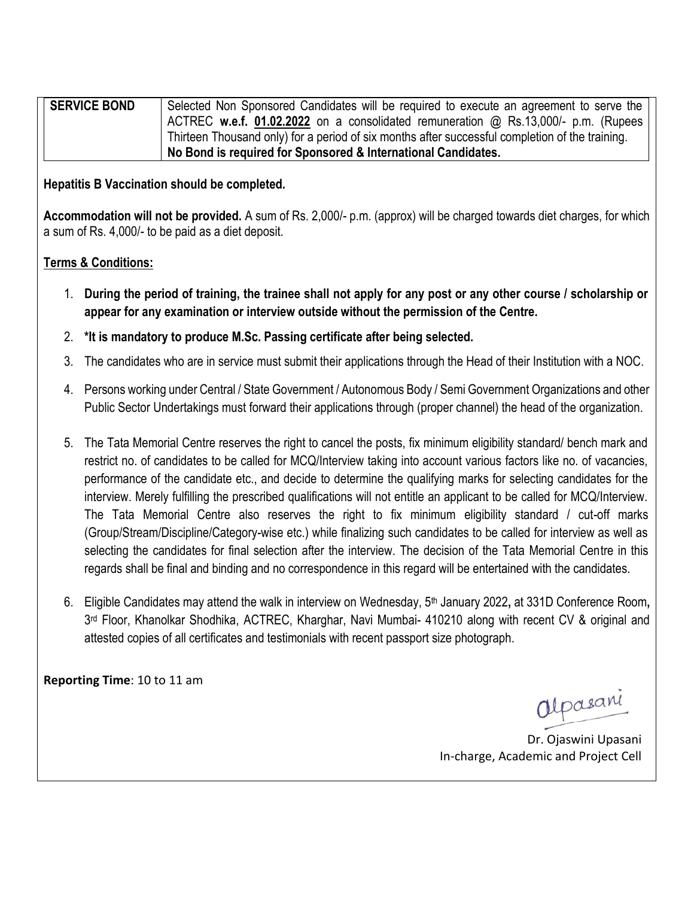| | |
|---|---|
| **SERVICE BOND** | Selected Non Sponsored Candidates will be required to execute an agreement to serve the ACTREC **w.e.f. 01.02.2022** on a consolidated remuneration @ Rs.13,000/- p.m. (Rupees Thirteen Thousand only) for a period of six months after successful completion of the training. **No Bond is required for Sponsored & International Candidates.** |

**Hepatitis B Vaccination should be completed.**

**Accommodation will not be provided.** A sum of Rs. 2,000/- p.m. (approx) will be charged towards diet charges, for which a sum of Rs. 4,000/- to be paid as a diet deposit.

**Terms & Conditions:**

1. **During the period of training, the trainee shall not apply for any post or any other course / scholarship or appear for any examination or interview outside without the permission of the Centre.**
2. **\*It is mandatory to produce M.Sc. Passing certificate after being selected.**
3. The candidates who are in service must submit their applications through the Head of their Institution with a NOC.
4. Persons working under Central / State Government / Autonomous Body / Semi Government Organizations and other Public Sector Undertakings must forward their applications through (proper channel) the head of the organization.
5. The Tata Memorial Centre reserves the right to cancel the posts, fix minimum eligibility standard/ bench mark and restrict no. of candidates to be called for MCQ/Interview taking into account various factors like no. of vacancies, performance of the candidate etc., and decide to determine the qualifying marks for selecting candidates for the interview. Merely fulfilling the prescribed qualifications will not entitle an applicant to be called for MCQ/Interview. The Tata Memorial Centre also reserves the right to fix minimum eligibility standard / cut-off marks (Group/Stream/Discipline/Category-wise etc.) while finalizing such candidates to be called for interview as well as selecting the candidates for final selection after the interview. The decision of the Tata Memorial Centre in this regards shall be final and binding and no correspondence in this regard will be entertained with the candidates.
6. Eligible Candidates may attend the walk in interview on Wednesday, 5th January 2022**,** at 331D Conference Room**,** 3rd Floor, Khanolkar Shodhika, ACTREC, Kharghar, Navi Mumbai- 410210 along with recent CV & original and attested copies of all certificates and testimonials with recent passport size photograph.

**Reporting Time**: 10 to 11 am

Dr. Ojaswini Upasani
In-charge, Academic and Project Cell